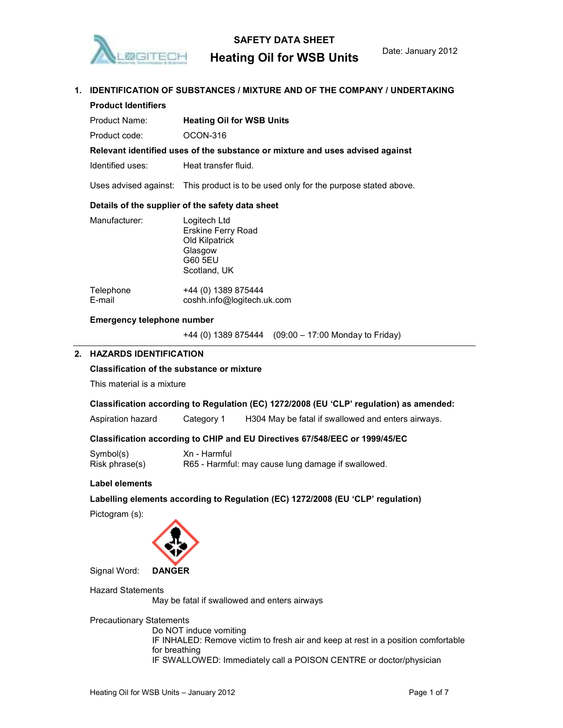# SAFETY DATA SHEET

# Heating Oil for WSB Units

Date: January 2012

## 1. IDENTIFICATION OF SUBSTANCES / MIXTURE AND OF THE COMPANY / UNDERTAKING

**Product Identifiers**

Product Name: **Heating Oil for WSB Units**

Product code: OCON-316

**Relevant identified uses of the substance or mixture and uses advised against**

Identified uses: Heat transfer fluid.

Uses advised against: This product is to be used only for the purpose stated above.

**Details of the supplier of the safety data sheet**

Manufacturer:
Logitech Ltd
Erskine Ferry Road
Old Kilpatrick
Glasgow
G60 5EU
Scotland, UK

Telephone +44 (0) 1389 875444
E-mail coshh.info@logitech.uk.com

**Emergency telephone number**

+44 (0) 1389 875444 (09:00 – 17:00 Monday to Friday)

## 2. HAZARDS IDENTIFICATION

**Classification of the substance or mixture**

This material is a mixture

**Classification according to Regulation (EC) 1272/2008 (EU 'CLP' regulation) as amended:**

Aspiration hazard Category 1 H304 May be fatal if swallowed and enters airways.

**Classification according to CHIP and EU Directives 67/548/EEC or 1999/45/EC**

Symbol(s) Xn - Harmful
Risk phrase(s) R65 - Harmful: may cause lung damage if swallowed.

**Label elements**

**Labelling elements according to Regulation (EC) 1272/2008 (EU 'CLP' regulation)**

Pictogram (s):

Signal Word: **DANGER**

Hazard Statements

May be fatal if swallowed and enters airways

Precautionary Statements

Do NOT induce vomiting
IF INHALED: Remove victim to fresh air and keep at rest in a position comfortable for breathing
IF SWALLOWED: Immediately call a POISON CENTRE or doctor/physician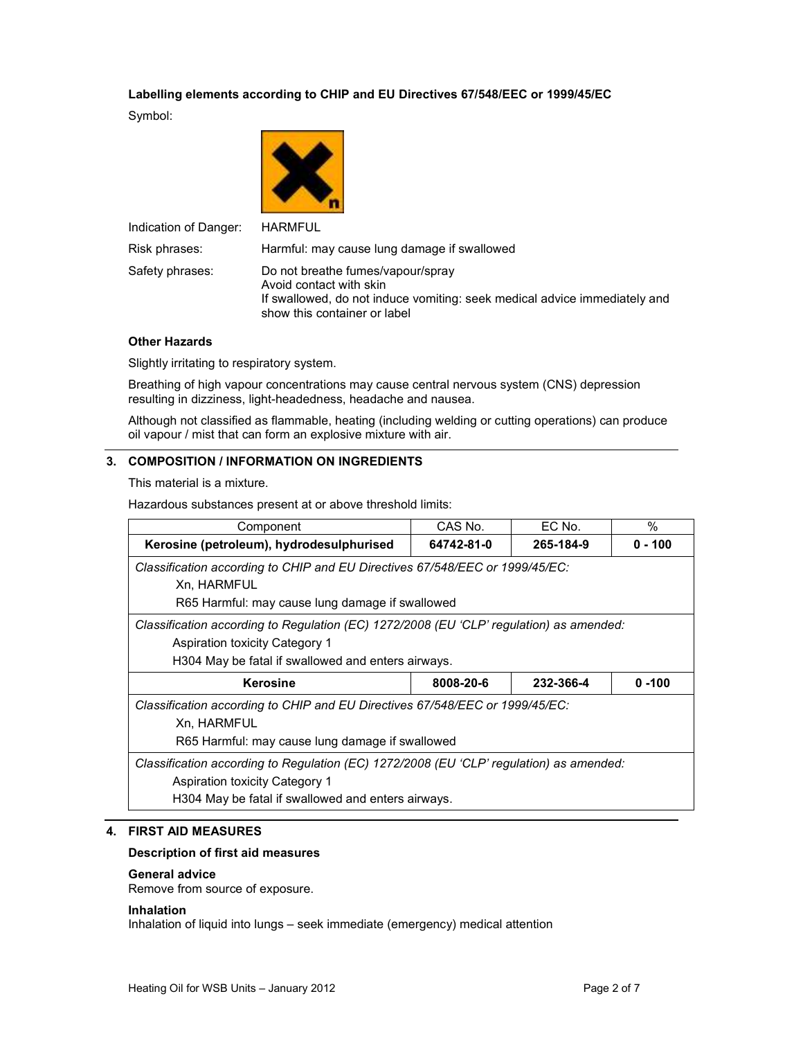**Labelling elements according to CHIP and EU Directives 67/548/EEC or 1999/45/EC**

Symbol:

Indication of Danger: HARMFUL

Risk phrases: Harmful: may cause lung damage if swallowed

Safety phrases: Do not breathe fumes/vapour/spray
Avoid contact with skin
If swallowed, do not induce vomiting: seek medical advice immediately and show this container or label

**Other Hazards**

Slightly irritating to respiratory system.

Breathing of high vapour concentrations may cause central nervous system (CNS) depression resulting in dizziness, light-headedness, headache and nausea.

Although not classified as flammable, heating (including welding or cutting operations) can produce oil vapour / mist that can form an explosive mixture with air.

## 3. COMPOSITION / INFORMATION ON INGREDIENTS

This material is a mixture.

Hazardous substances present at or above threshold limits:

| Component | CAS No. | EC No. | % |
|---|---|---|---|
| **Kerosine (petroleum), hydrodesulphurised** | **64742-81-0** | **265-184-9** | **0 - 100** |
| *Classification according to CHIP and EU Directives 67/548/EEC or 1999/45/EC:* Xn, HARMFUL; R65 Harmful: may cause lung damage if swallowed | | | |
| *Classification according to Regulation (EC) 1272/2008 (EU 'CLP' regulation) as amended:* Aspiration toxicity Category 1; H304 May be fatal if swallowed and enters airways. | | | |
| **Kerosine** | **8008-20-6** | **232-366-4** | **0 -100** |
| *Classification according to CHIP and EU Directives 67/548/EEC or 1999/45/EC:* Xn, HARMFUL; R65 Harmful: may cause lung damage if swallowed | | | |
| *Classification according to Regulation (EC) 1272/2008 (EU 'CLP' regulation) as amended:* Aspiration toxicity Category 1; H304 May be fatal if swallowed and enters airways. | | | |

## 4. FIRST AID MEASURES

**Description of first aid measures**

**General advice**
Remove from source of exposure.

**Inhalation**
Inhalation of liquid into lungs – seek immediate (emergency) medical attention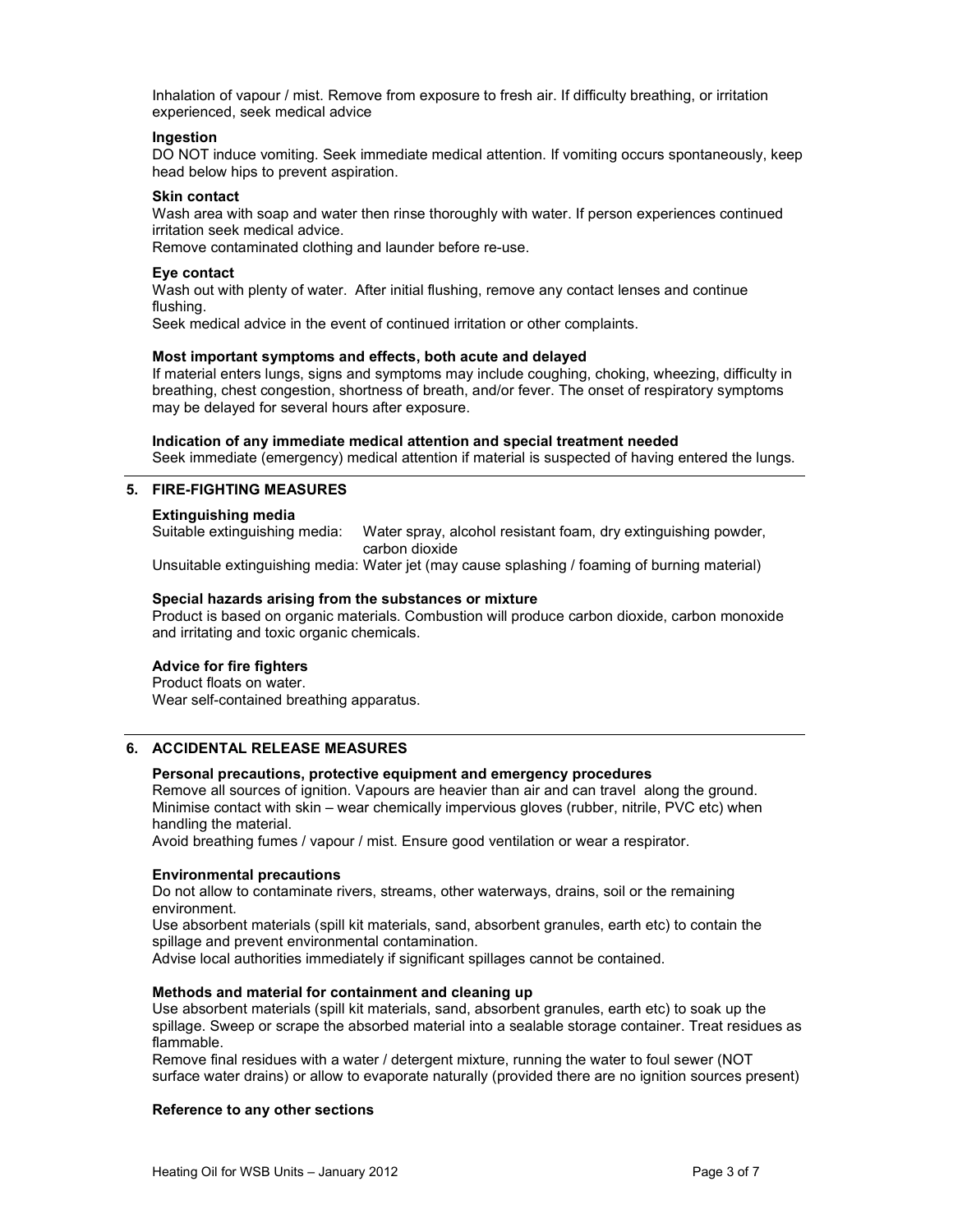Inhalation of vapour / mist. Remove from exposure to fresh air. If difficulty breathing, or irritation experienced, seek medical advice

**Ingestion**

DO NOT induce vomiting. Seek immediate medical attention. If vomiting occurs spontaneously, keep head below hips to prevent aspiration.

**Skin contact**

Wash area with soap and water then rinse thoroughly with water. If person experiences continued irritation seek medical advice.

Remove contaminated clothing and launder before re-use.

**Eye contact**

Wash out with plenty of water. After initial flushing, remove any contact lenses and continue flushing.

Seek medical advice in the event of continued irritation or other complaints.

**Most important symptoms and effects, both acute and delayed**

If material enters lungs, signs and symptoms may include coughing, choking, wheezing, difficulty in breathing, chest congestion, shortness of breath, and/or fever. The onset of respiratory symptoms may be delayed for several hours after exposure.

**Indication of any immediate medical attention and special treatment needed**

Seek immediate (emergency) medical attention if material is suspected of having entered the lungs.

## 5. FIRE-FIGHTING MEASURES

**Extinguishing media**

Suitable extinguishing media: Water spray, alcohol resistant foam, dry extinguishing powder, carbon dioxide

Unsuitable extinguishing media: Water jet (may cause splashing / foaming of burning material)

**Special hazards arising from the substances or mixture**

Product is based on organic materials. Combustion will produce carbon dioxide, carbon monoxide and irritating and toxic organic chemicals.

**Advice for fire fighters**

Product floats on water.

Wear self-contained breathing apparatus.

## 6. ACCIDENTAL RELEASE MEASURES

**Personal precautions, protective equipment and emergency procedures**

Remove all sources of ignition. Vapours are heavier than air and can travel along the ground.

Minimise contact with skin – wear chemically impervious gloves (rubber, nitrile, PVC etc) when handling the material.

Avoid breathing fumes / vapour / mist. Ensure good ventilation or wear a respirator.

**Environmental precautions**

Do not allow to contaminate rivers, streams, other waterways, drains, soil or the remaining environment.

Use absorbent materials (spill kit materials, sand, absorbent granules, earth etc) to contain the spillage and prevent environmental contamination.

Advise local authorities immediately if significant spillages cannot be contained.

**Methods and material for containment and cleaning up**

Use absorbent materials (spill kit materials, sand, absorbent granules, earth etc) to soak up the spillage. Sweep or scrape the absorbed material into a sealable storage container. Treat residues as flammable.

Remove final residues with a water / detergent mixture, running the water to foul sewer (NOT surface water drains) or allow to evaporate naturally (provided there are no ignition sources present)

**Reference to any other sections**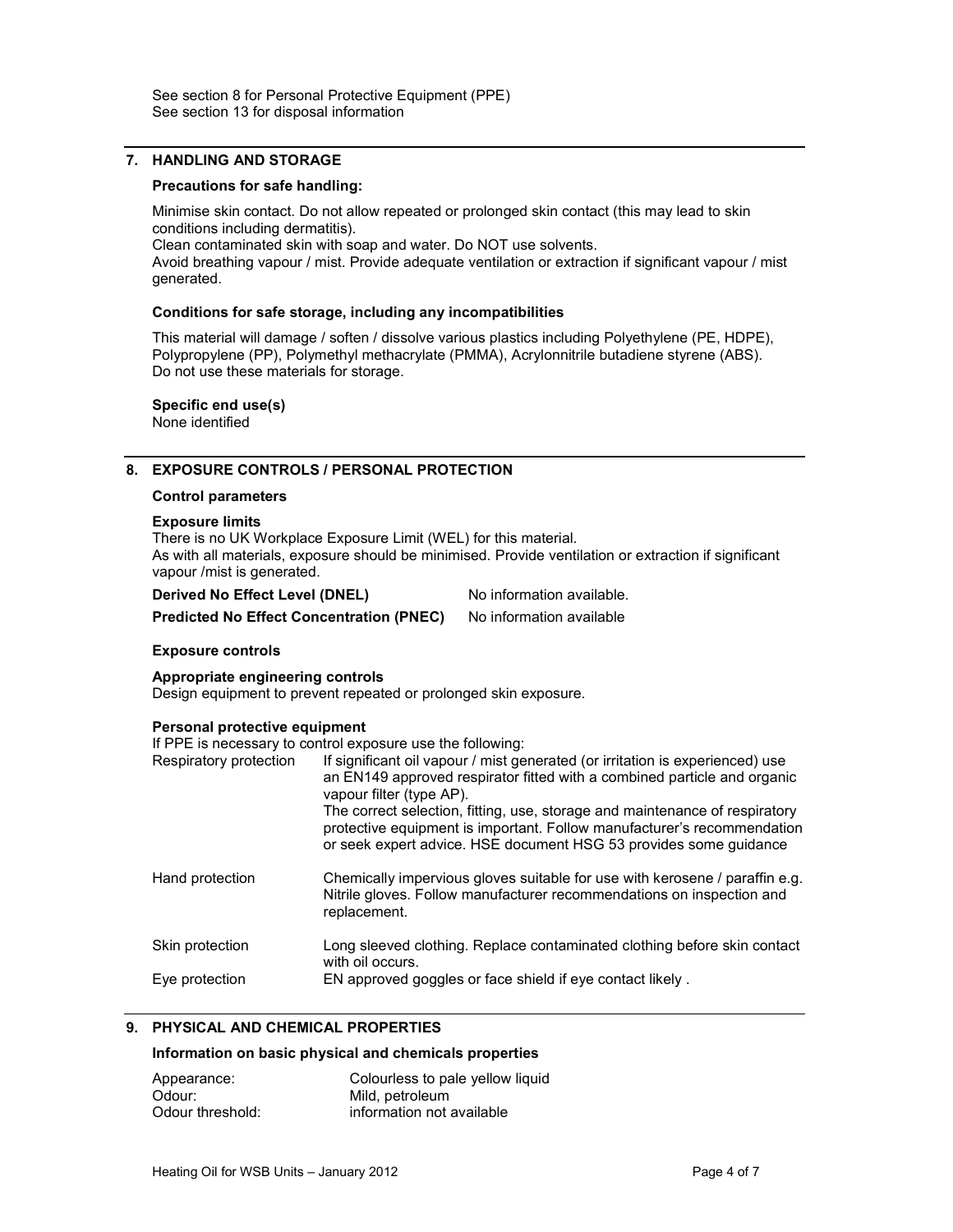See section 8 for Personal Protective Equipment (PPE)
See section 13 for disposal information

## 7. HANDLING AND STORAGE

**Precautions for safe handling:**

Minimise skin contact. Do not allow repeated or prolonged skin contact (this may lead to skin conditions including dermatitis).
Clean contaminated skin with soap and water. Do NOT use solvents.
Avoid breathing vapour / mist. Provide adequate ventilation or extraction if significant vapour / mist generated.

**Conditions for safe storage, including any incompatibilities**

This material will damage / soften / dissolve various plastics including Polyethylene (PE, HDPE), Polypropylene (PP), Polymethyl methacrylate (PMMA), Acrylonnitrile butadiene styrene (ABS). Do not use these materials for storage.

**Specific end use(s)**
None identified

## 8. EXPOSURE CONTROLS / PERSONAL PROTECTION

**Control parameters**

**Exposure limits**
There is no UK Workplace Exposure Limit (WEL) for this material.
As with all materials, exposure should be minimised. Provide ventilation or extraction if significant vapour /mist is generated.

| | |
|---|---|
| **Derived No Effect Level (DNEL)** | No information available. |
| **Predicted No Effect Concentration (PNEC)** | No information available |

**Exposure controls**

**Appropriate engineering controls**
Design equipment to prevent repeated or prolonged skin exposure.

**Personal protective equipment**
If PPE is necessary to control exposure use the following:

| | |
|---|---|
| Respiratory protection | If significant oil vapour / mist generated (or irritation is experienced) use an EN149 approved respirator fitted with a combined particle and organic vapour filter (type AP). The correct selection, fitting, use, storage and maintenance of respiratory protective equipment is important. Follow manufacturer's recommendation or seek expert advice. HSE document HSG 53 provides some guidance |
| Hand protection | Chemically impervious gloves suitable for use with kerosene / paraffin e.g. Nitrile gloves. Follow manufacturer recommendations on inspection and replacement. |
| Skin protection | Long sleeved clothing. Replace contaminated clothing before skin contact with oil occurs. |
| Eye protection | EN approved goggles or face shield if eye contact likely . |

## 9. PHYSICAL AND CHEMICAL PROPERTIES

**Information on basic physical and chemicals properties**

| | |
|---|---|
| Appearance: | Colourless to pale yellow liquid |
| Odour: | Mild, petroleum |
| Odour threshold: | information not available |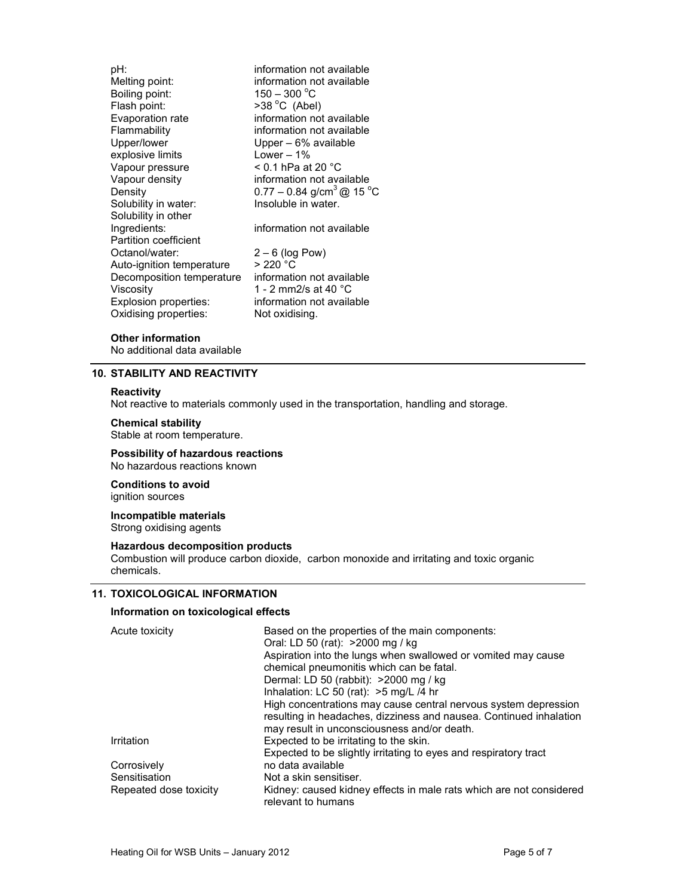| | |
|---|---|
| pH: | information not available |
| Melting point: | information not available |
| Boiling point: | 150 – 300 °C |
| Flash point: | >38 °C (Abel) |
| Evaporation rate | information not available |
| Flammability | information not available |
| Upper/lower explosive limits | Upper – 6% available<br>Lower – 1% |
| Vapour pressure | < 0.1 hPa at 20 °C |
| Vapour density | information not available |
| Density | 0.77 – 0.84 g/cm$^3$ @ 15 °C |
| Solubility in water: | Insoluble in water. |
| Solubility in other Ingredients: | information not available |
| Partition coefficient Octanol/water: | 2 – 6 (log Pow) |
| Auto-ignition temperature | > 220 °C |
| Decomposition temperature | information not available |
| Viscosity | 1 - 2 mm2/s at 40 °C |
| Explosion properties: | information not available |
| Oxidising properties: | Not oxidising. |

**Other information**

No additional data available

## 10. STABILITY AND REACTIVITY

**Reactivity**

Not reactive to materials commonly used in the transportation, handling and storage.

**Chemical stability**

Stable at room temperature.

**Possibility of hazardous reactions**

No hazardous reactions known

**Conditions to avoid**

ignition sources

**Incompatible materials**

Strong oxidising agents

**Hazardous decomposition products**

Combustion will produce carbon dioxide, carbon monoxide and irritating and toxic organic chemicals.

## 11. TOXICOLOGICAL INFORMATION

**Information on toxicological effects**

| | |
|---|---|
| Acute toxicity | Based on the properties of the main components:<br>Oral: LD 50 (rat): >2000 mg / kg<br>Aspiration into the lungs when swallowed or vomited may cause chemical pneumonitis which can be fatal.<br>Dermal: LD 50 (rabbit): >2000 mg / kg<br>Inhalation: LC 50 (rat): >5 mg/L /4 hr<br>High concentrations may cause central nervous system depression resulting in headaches, dizziness and nausea. Continued inhalation may result in unconsciousness and/or death. |
| Irritation | Expected to be irritating to the skin.<br>Expected to be slightly irritating to eyes and respiratory tract |
| Corrosively | no data available |
| Sensitisation | Not a skin sensitiser. |
| Repeated dose toxicity | Kidney: caused kidney effects in male rats which are not considered relevant to humans |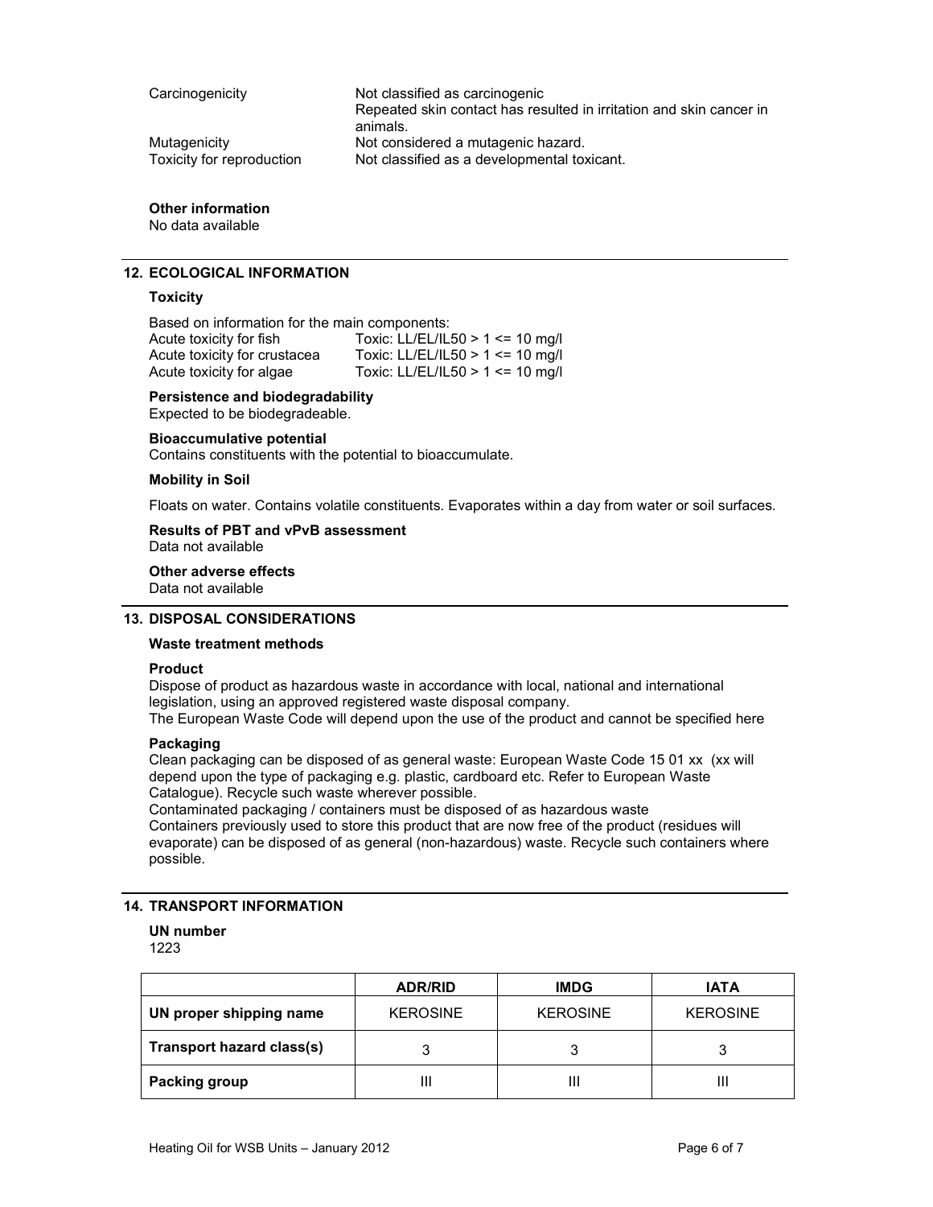| | |
|---|---|
| Carcinogenicity | Not classified as carcinogenic<br>Repeated skin contact has resulted in irritation and skin cancer in animals. |
| Mutagenicity | Not considered a mutagenic hazard. |
| Toxicity for reproduction | Not classified as a developmental toxicant. |

**Other information**
No data available

## 12. ECOLOGICAL INFORMATION

**Toxicity**

Based on information for the main components:

| | |
|---|---|
| Acute toxicity for fish | Toxic: LL/EL/IL50 > 1 <= 10 mg/l |
| Acute toxicity for crustacea | Toxic: LL/EL/IL50 > 1 <= 10 mg/l |
| Acute toxicity for algae | Toxic: LL/EL/IL50 > 1 <= 10 mg/l |

**Persistence and biodegradability**
Expected to be biodegradeable.

**Bioaccumulative potential**
Contains constituents with the potential to bioaccumulate.

**Mobility in Soil**

Floats on water. Contains volatile constituents. Evaporates within a day from water or soil surfaces.

**Results of PBT and vPvB assessment**
Data not available

**Other adverse effects**
Data not available

## 13. DISPOSAL CONSIDERATIONS

**Waste treatment methods**

**Product**
Dispose of product as hazardous waste in accordance with local, national and international legislation, using an approved registered waste disposal company.
The European Waste Code will depend upon the use of the product and cannot be specified here

**Packaging**
Clean packaging can be disposed of as general waste: European Waste Code 15 01 xx (xx will depend upon the type of packaging e.g. plastic, cardboard etc. Refer to European Waste Catalogue). Recycle such waste wherever possible.
Contaminated packaging / containers must be disposed of as hazardous waste
Containers previously used to store this product that are now free of the product (residues will evaporate) can be disposed of as general (non-hazardous) waste. Recycle such containers where possible.

## 14. TRANSPORT INFORMATION

**UN number**
1223

| | ADR/RID | IMDG | IATA |
|---|---|---|---|
| **UN proper shipping name** | KEROSINE | KEROSINE | KEROSINE |
| **Transport hazard class(s)** | 3 | 3 | 3 |
| **Packing group** | III | III | III |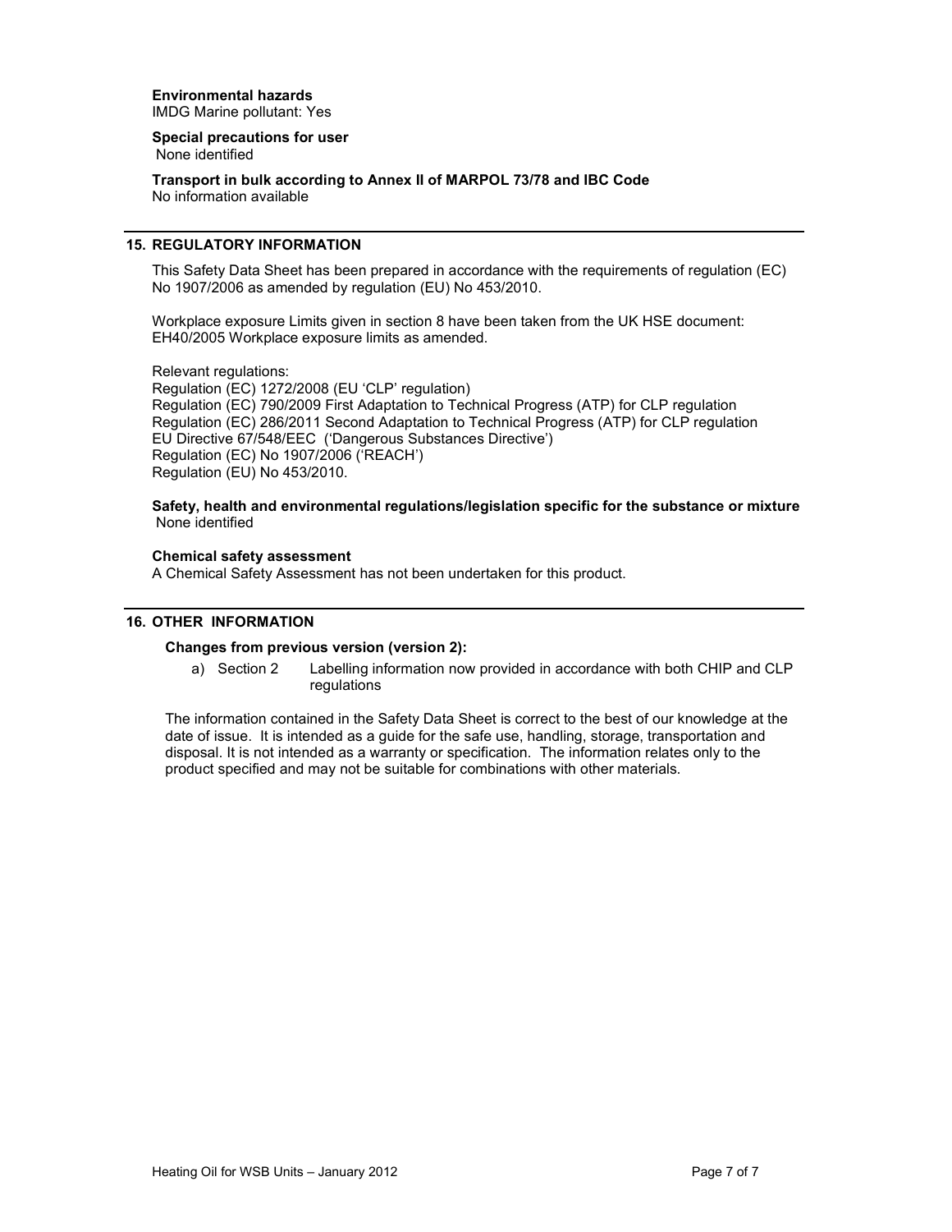**Environmental hazards**
IMDG Marine pollutant: Yes

**Special precautions for user**
None identified

**Transport in bulk according to Annex II of MARPOL 73/78 and IBC Code**
No information available

## 15. REGULATORY INFORMATION

This Safety Data Sheet has been prepared in accordance with the requirements of regulation (EC) No 1907/2006 as amended by regulation (EU) No 453/2010.

Workplace exposure Limits given in section 8 have been taken from the UK HSE document: EH40/2005 Workplace exposure limits as amended.

Relevant regulations:
Regulation (EC) 1272/2008 (EU 'CLP' regulation)
Regulation (EC) 790/2009 First Adaptation to Technical Progress (ATP) for CLP regulation
Regulation (EC) 286/2011 Second Adaptation to Technical Progress (ATP) for CLP regulation
EU Directive 67/548/EEC ('Dangerous Substances Directive')
Regulation (EC) No 1907/2006 ('REACH')
Regulation (EU) No 453/2010.

**Safety, health and environmental regulations/legislation specific for the substance or mixture**
None identified

**Chemical safety assessment**
A Chemical Safety Assessment has not been undertaken for this product.

## 16. OTHER INFORMATION

**Changes from previous version (version 2):**

a) Section 2 Labelling information now provided in accordance with both CHIP and CLP regulations

The information contained in the Safety Data Sheet is correct to the best of our knowledge at the date of issue. It is intended as a guide for the safe use, handling, storage, transportation and disposal. It is not intended as a warranty or specification. The information relates only to the product specified and may not be suitable for combinations with other materials.